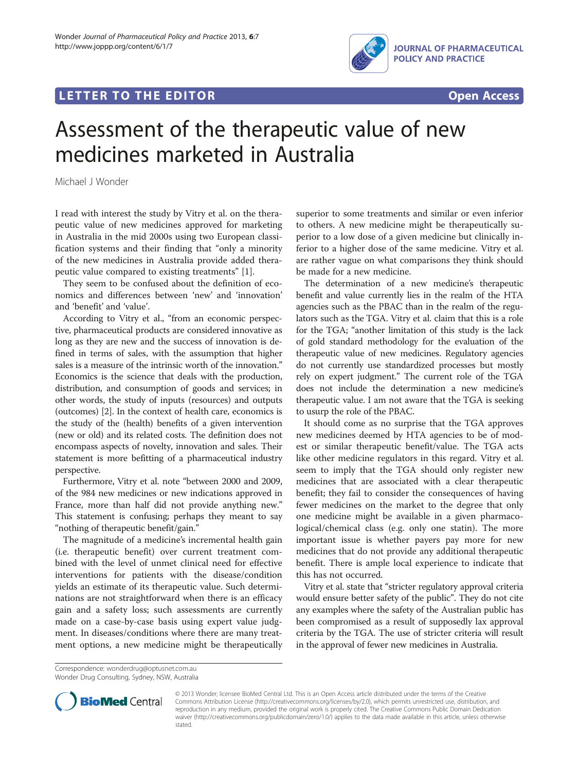**LETTER TO THE EDITOR** **Open Access**

# Assessment of the therapeutic value of new medicines marketed in Australia

Michael J Wonder

I read with interest the study by Vitry et al. on the therapeutic value of new medicines approved for marketing in Australia in the mid 2000s using two European classification systems and their finding that "only a minority of the new medicines in Australia provide added therapeutic value compared to existing treatments" [1].

They seem to be confused about the definition of economics and differences between 'new' and 'innovation' and 'benefit' and 'value'.

According to Vitry et al., "from an economic perspective, pharmaceutical products are considered innovative as long as they are new and the success of innovation is defined in terms of sales, with the assumption that higher sales is a measure of the intrinsic worth of the innovation." Economics is the science that deals with the production, distribution, and consumption of goods and services; in other words, the study of inputs (resources) and outputs (outcomes) [2]. In the context of health care, economics is the study of the (health) benefits of a given intervention (new or old) and its related costs. The definition does not encompass aspects of novelty, innovation and sales. Their statement is more befitting of a pharmaceutical industry perspective.

Furthermore, Vitry et al. note "between 2000 and 2009, of the 984 new medicines or new indications approved in France, more than half did not provide anything new." This statement is confusing; perhaps they meant to say "nothing of therapeutic benefit/gain."

The magnitude of a medicine's incremental health gain (i.e. therapeutic benefit) over current treatment combined with the level of unmet clinical need for effective interventions for patients with the disease/condition yields an estimate of its therapeutic value. Such determinations are not straightforward when there is an efficacy gain and a safety loss; such assessments are currently made on a case-by-case basis using expert value judgment. In diseases/conditions where there are many treatment options, a new medicine might be therapeutically superior to some treatments and similar or even inferior to others. A new medicine might be therapeutically superior to a low dose of a given medicine but clinically inferior to a higher dose of the same medicine. Vitry et al. are rather vague on what comparisons they think should be made for a new medicine.

The determination of a new medicine's therapeutic benefit and value currently lies in the realm of the HTA agencies such as the PBAC than in the realm of the regulators such as the TGA. Vitry et al. claim that this is a role for the TGA; "another limitation of this study is the lack of gold standard methodology for the evaluation of the therapeutic value of new medicines. Regulatory agencies do not currently use standardized processes but mostly rely on expert judgment." The current role of the TGA does not include the determination a new medicine's therapeutic value. I am not aware that the TGA is seeking to usurp the role of the PBAC.

It should come as no surprise that the TGA approves new medicines deemed by HTA agencies to be of modest or similar therapeutic benefit/value. The TGA acts like other medicine regulators in this regard. Vitry et al. seem to imply that the TGA should only register new medicines that are associated with a clear therapeutic benefit; they fail to consider the consequences of having fewer medicines on the market to the degree that only one medicine might be available in a given pharmacological/chemical class (e.g. only one statin). The more important issue is whether payers pay more for new medicines that do not provide any additional therapeutic benefit. There is ample local experience to indicate that this has not occurred.

Vitry et al. state that "stricter regulatory approval criteria would ensure better safety of the public". They do not cite any examples where the safety of the Australian public has been compromised as a result of supposedly lax approval criteria by the TGA. The use of stricter criteria will result in the approval of fewer new medicines in Australia.

Correspondence: wonderdrug@optusnet.com.au
Wonder Drug Consulting, Sydney, NSW, Australia

© 2013 Wonder; licensee BioMed Central Ltd. This is an Open Access article distributed under the terms of the Creative Commons Attribution License (http://creativecommons.org/licenses/by/2.0), which permits unrestricted use, distribution, and reproduction in any medium, provided the original work is properly cited. The Creative Commons Public Domain Dedication waiver (http://creativecommons.org/publicdomain/zero/1.0/) applies to the data made available in this article, unless otherwise stated.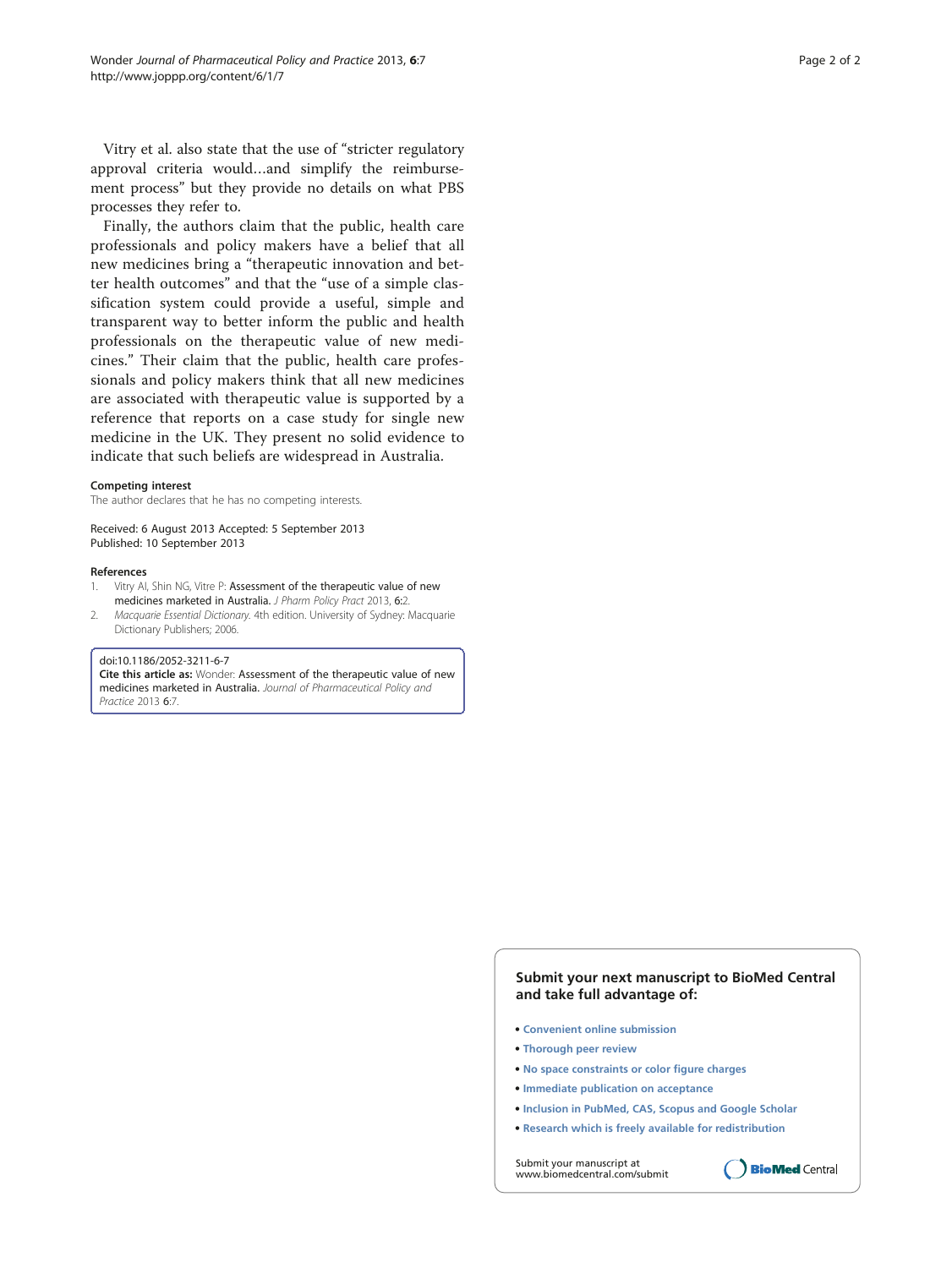Vitry et al. also state that the use of "stricter regulatory approval criteria would…and simplify the reimbursement process" but they provide no details on what PBS processes they refer to.

Finally, the authors claim that the public, health care professionals and policy makers have a belief that all new medicines bring a "therapeutic innovation and better health outcomes" and that the "use of a simple classification system could provide a useful, simple and transparent way to better inform the public and health professionals on the therapeutic value of new medicines." Their claim that the public, health care professionals and policy makers think that all new medicines are associated with therapeutic value is supported by a reference that reports on a case study for single new medicine in the UK. They present no solid evidence to indicate that such beliefs are widespread in Australia.

#### Competing interest

The author declares that he has no competing interests.

Received: 6 August 2013 Accepted: 5 September 2013
Published: 10 September 2013

#### References

1. Vitry AI, Shin NG, Vitre P: **Assessment of the therapeutic value of new medicines marketed in Australia.** *J Pharm Policy Pract* 2013, **6:**2.
2. *Macquarie Essential Dictionary.* 4th edition. University of Sydney: Macquarie Dictionary Publishers; 2006.

doi:10.1186/2052-3211-6-7
**Cite this article as:** Wonder: Assessment of the therapeutic value of new medicines marketed in Australia. *Journal of Pharmaceutical Policy and Practice* 2013 **6**:7.

**Submit your next manuscript to BioMed Central and take full advantage of:**

- **Convenient online submission**
- **Thorough peer review**
- **No space constraints or color figure charges**
- **Immediate publication on acceptance**
- **Inclusion in PubMed, CAS, Scopus and Google Scholar**
- **Research which is freely available for redistribution**

Submit your manuscript at
www.biomedcentral.com/submit

BioMed Central